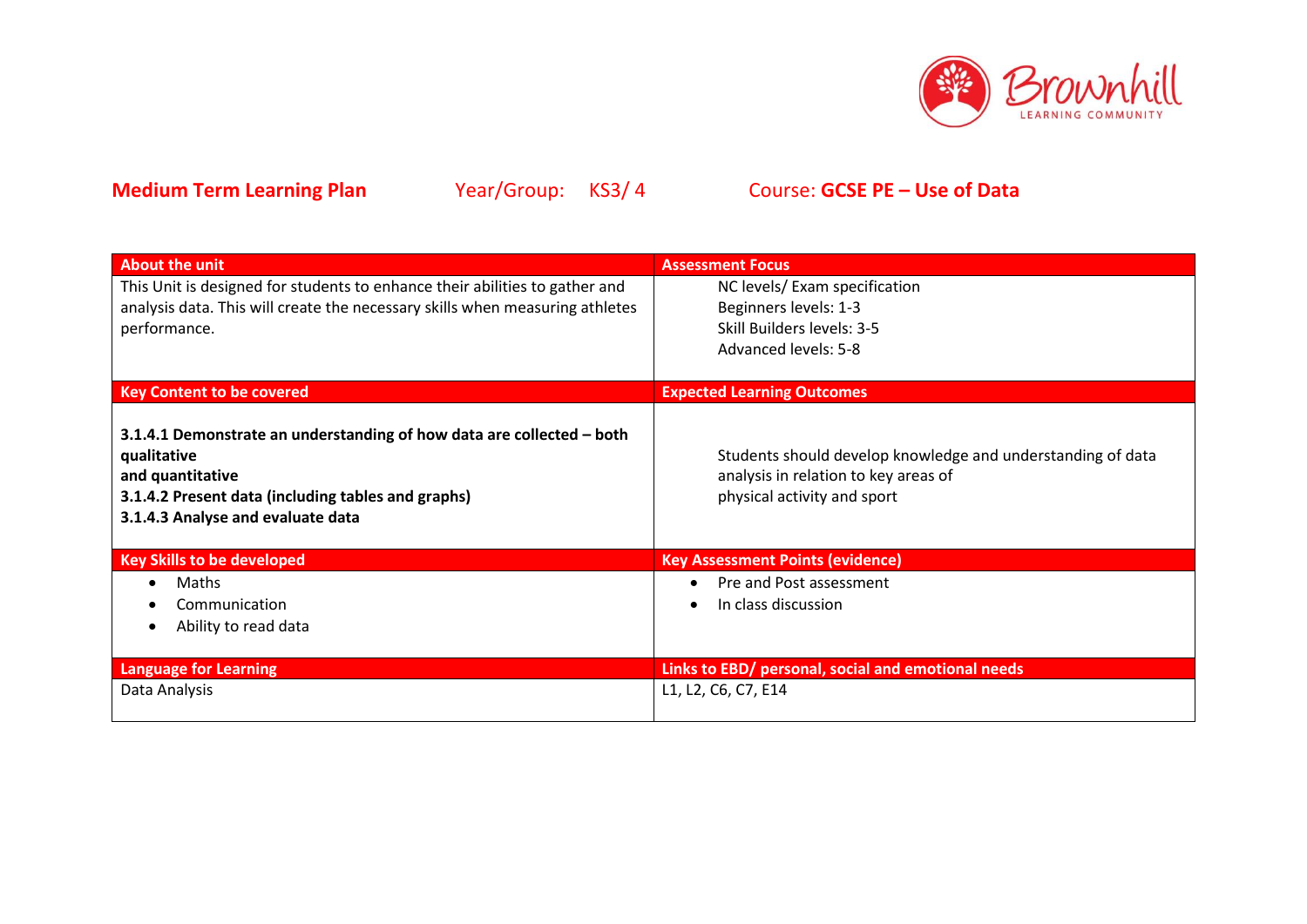**Medium Term Learning Plan** Year/Group: KS3/ 4 Course: **GCSE PE – Use of Data**

| About the unit | Assessment Focus |
| --- | --- |
| This Unit is designed for students to enhance their abilities to gather and analysis data. This will create the necessary skills when measuring athletes performance. | NC levels/ Exam specification<br>Beginners levels: 1-3<br>Skill Builders levels: 3-5<br>Advanced levels: 5-8 |
| **Key Content to be covered** | **Expected Learning Outcomes** |
| **3.1.4.1 Demonstrate an understanding of how data are collected – both qualitative and quantitative**<br>**3.1.4.2 Present data (including tables and graphs)**<br>**3.1.4.3 Analyse and evaluate data** | Students should develop knowledge and understanding of data analysis in relation to key areas of physical activity and sport |
| **Key Skills to be developed** | **Key Assessment Points (evidence)** |
| • Maths<br>• Communication<br>• Ability to read data | • Pre and Post assessment<br>• In class discussion |
| **Language for Learning** | **Links to EBD/ personal, social and emotional needs** |
| Data Analysis | L1, L2, C6, C7, E14 |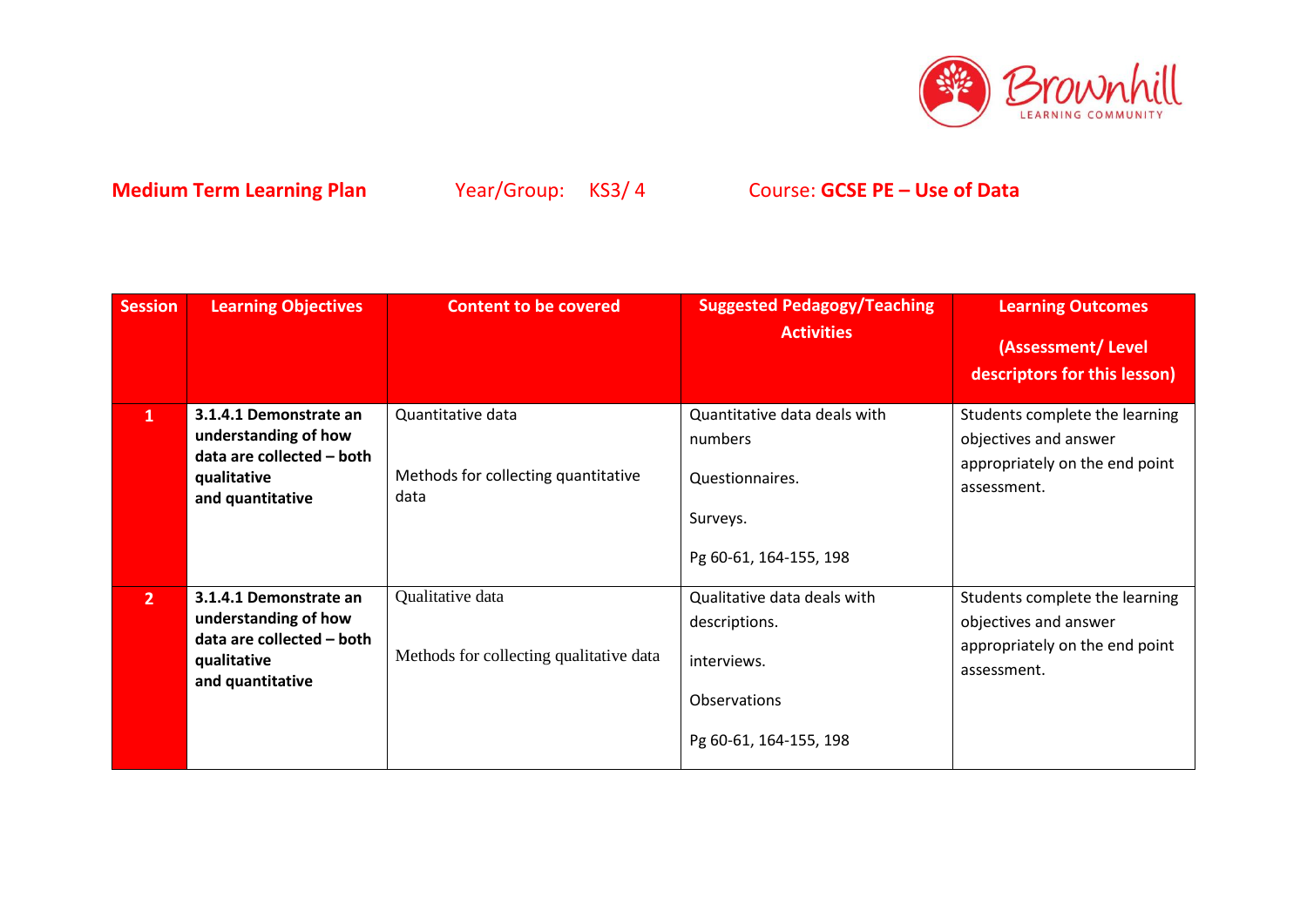**Medium Term Learning Plan** Year/Group: KS3/ 4 Course: **GCSE PE – Use of Data**

| Session | Learning Objectives | Content to be covered | Suggested Pedagogy/Teaching Activities | Learning Outcomes (Assessment/ Level descriptors for this lesson) |
|---|---|---|---|---|
| **1** | **3.1.4.1 Demonstrate an understanding of how data are collected – both qualitative and quantitative** | Quantitative data<br><br>Methods for collecting quantitative data | Quantitative data deals with numbers<br><br>Questionnaires.<br><br>Surveys.<br><br>Pg 60-61, 164-155, 198 | Students complete the learning objectives and answer appropriately on the end point assessment. |
| **2** | **3.1.4.1 Demonstrate an understanding of how data are collected – both qualitative and quantitative** | Qualitative data<br><br>Methods for collecting qualitative data | Qualitative data deals with descriptions.<br><br>interviews.<br><br>Observations<br><br>Pg 60-61, 164-155, 198 | Students complete the learning objectives and answer appropriately on the end point assessment. |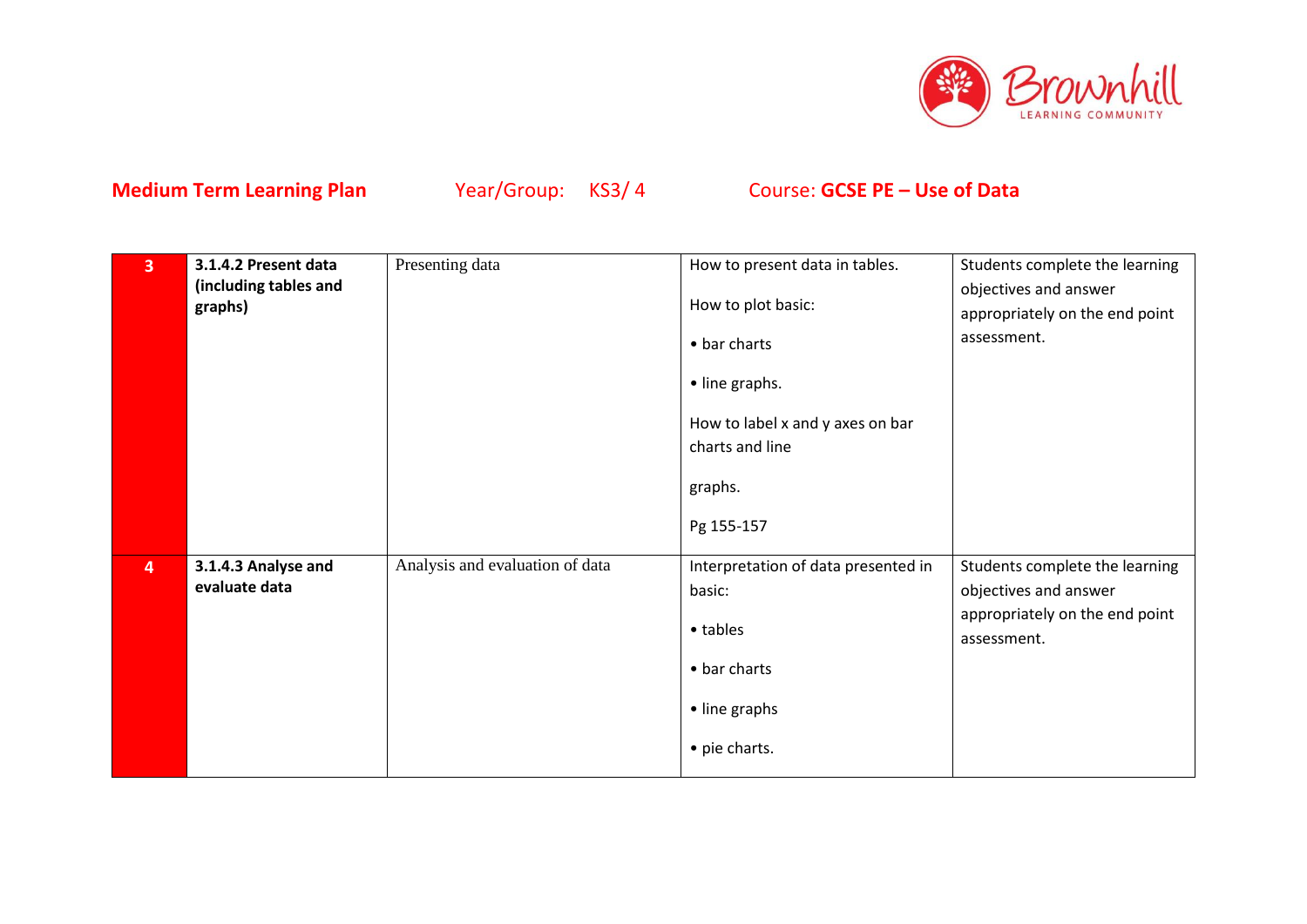**Medium Term Learning Plan** Year/Group: KS3/ 4 Course: **GCSE PE – Use of Data**

| | | | | |
|---|---|---|---|---|
| **3** | **3.1.4.2 Present data (including tables and graphs)** | Presenting data | How to present data in tables.<br><br>How to plot basic:<br><br>• bar charts<br><br>• line graphs.<br><br>How to label x and y axes on bar charts and line<br><br>graphs.<br><br>Pg 155-157 | Students complete the learning objectives and answer appropriately on the end point assessment. |
| **4** | **3.1.4.3 Analyse and evaluate data** | Analysis and evaluation of data | Interpretation of data presented in basic:<br><br>• tables<br><br>• bar charts<br><br>• line graphs<br><br>• pie charts. | Students complete the learning objectives and answer appropriately on the end point assessment. |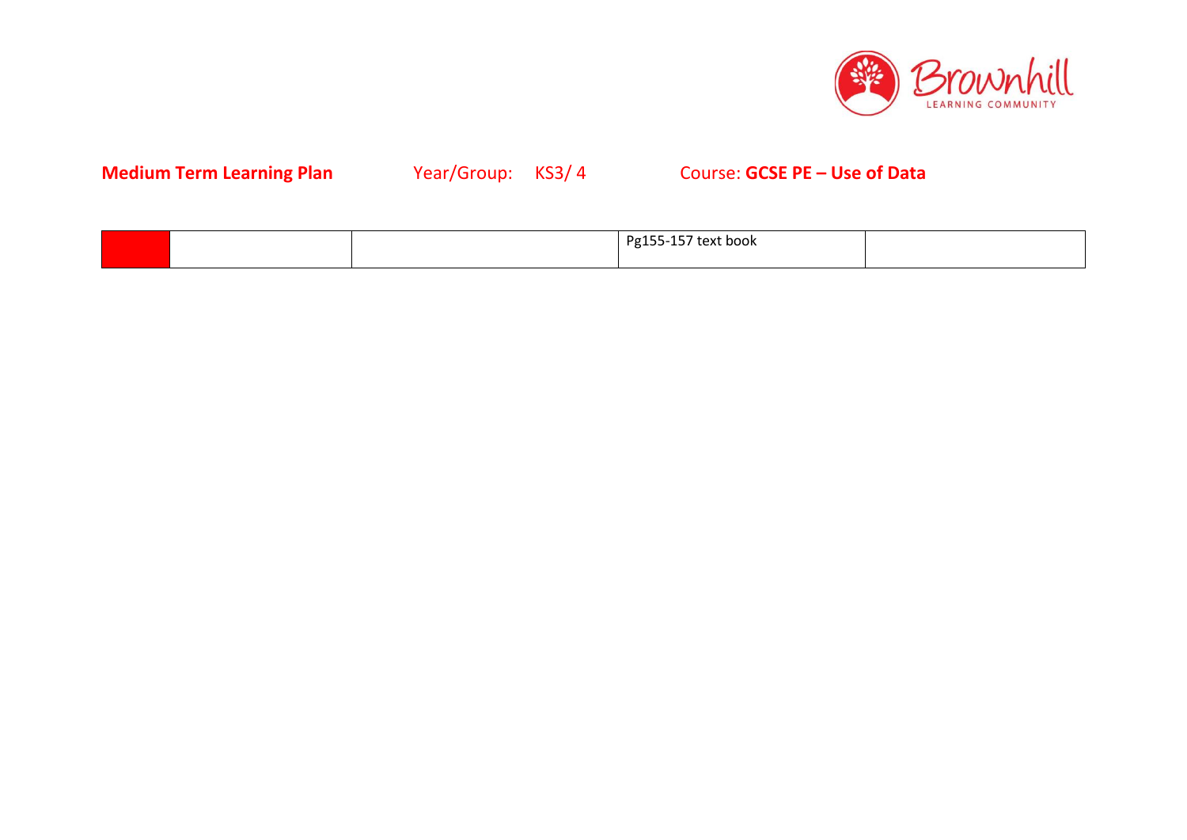**Medium Term Learning Plan** Year/Group: KS3/ 4 Course: **GCSE PE – Use of Data**

| | | | | |
|---|---|---|---|---|
| | | | Pg155-157 text book | |